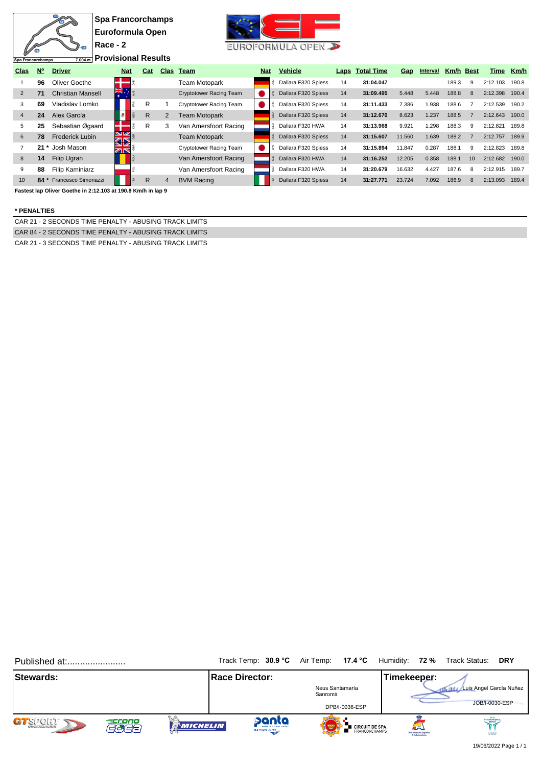# Spa Francorchamps

## Euroformula Open

### Race - 2

### Provisional Results

Spa Francorchamps 7.004 m.

| Clas | Nº | Driver | Nat | Cat | Clas | Team | Nat | Vehicle | Laps | Total Time | Gap | Interval | Km/h | Best | Time | Km/h |
|---|---|---|---|---|---|---|---|---|---|---|---|---|---|---|---|---|
| 1 | 96 | Oliver Goethe | DNK | | | Team Motopark | DEU | Dallara F320 Spiess | 14 | 31:04.047 | | | 189.3 | 9 | 2:12.103 | 190.8 |
| 2 | 71 | Christian Mansell | AUS | | | Cryptotower Racing Team | JPN | Dallara F320 Spiess | 14 | 31:09.495 | 5.448 | 5.448 | 188.8 | 8 | 2:12.398 | 190.4 |
| 3 | 69 | Vladislav Lomko | FRA | R | 1 | Cryptotower Racing Team | JPN | Dallara F320 Spiess | 14 | 31:11.433 | 7.386 | 1.938 | 188.6 | 7 | 2:12.539 | 190.2 |
| 4 | 24 | Alex García | MEX | R | 2 | Team Motopark | DEU | Dallara F320 Spiess | 14 | 31:12.670 | 8.623 | 1.237 | 188.5 | 7 | 2:12.643 | 190.0 |
| 5 | 25 | Sebastian Øgaard | DNK | R | 3 | Van Amersfoort Racing | NLD | Dallara F320 HWA | 14 | 31:13.968 | 9.921 | 1.298 | 188.3 | 9 | 2:12.821 | 189.8 |
| 6 | 78 | Frederick Lubin | GBR | | | Team Motopark | DEU | Dallara F320 Spiess | 14 | 31:15.607 | 11.560 | 1.639 | 188.2 | 7 | 2:12.757 | 189.9 |
| 7 | 21 * | Josh Mason | GBR | | | Cryptotower Racing Team | JPN | Dallara F320 Spiess | 14 | 31:15.894 | 11.847 | 0.287 | 188.1 | 9 | 2:12.823 | 189.8 |
| 8 | 14 | Filip Ugran | ROU | | | Van Amersfoort Racing | NLD | Dallara F320 HWA | 14 | 31:16.252 | 12.205 | 0.358 | 188.1 | 10 | 2:12.682 | 190.0 |
| 9 | 88 | Filip Kaminiarz | POL | | | Van Amersfoort Racing | NLD | Dallara F320 HWA | 14 | 31:20.679 | 16.632 | 4.427 | 187.6 | 8 | 2:12.915 | 189.7 |
| 10 | 84 * | Francesco Simonazzi | ITA | R | 4 | BVM Racing | ITA | Dallara F320 Spiess | 14 | 31:27.771 | 23.724 | 7.092 | 186.9 | 8 | 2:13.093 | 189.4 |

**Fastest lap Oliver Goethe in 2:12.103 at 190.8 Km/h in lap 9**

**\* PENALTIES**

CAR 21 - 2 SECONDS TIME PENALTY - ABUSING TRACK LIMITS

CAR 84 - 2 SECONDS TIME PENALTY - ABUSING TRACK LIMITS

CAR 21 - 3 SECONDS TIME PENALTY - ABUSING TRACK LIMITS

Published at:.......................

Track Temp: **30.9 °C** Air Temp: **17.4 °C** Humidity: **72 %** Track Status: **DRY**

| Stewards: | Race Director: | Timekeeper: |
|---|---|---|
| | Neus Santamaría Sanromà DPB/I-0036-ESP | Luis Angel García Nuñez JOB/I-0030-ESP |

19/06/2022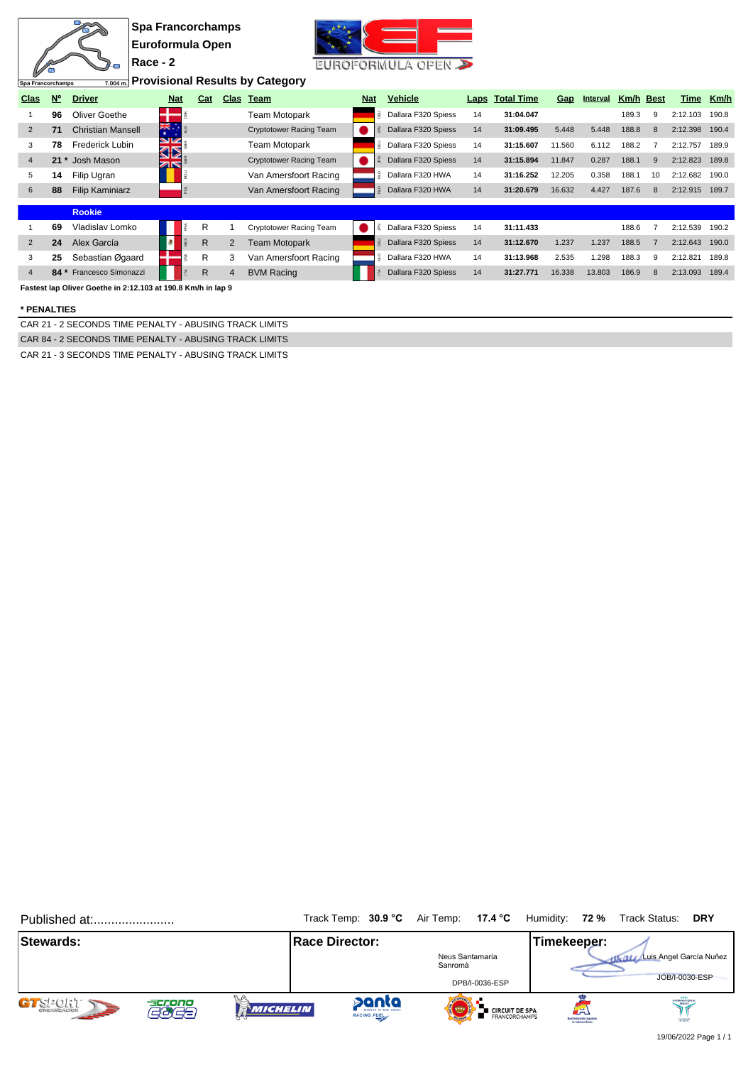# Spa Francorchamps

## Euroformula Open

## Race - 2

### Provisional Results by Category

| Clas | Nº | Driver | Nat | Cat | Clas | Team | Nat | Vehicle | Laps | Total Time | Gap | Interval | Km/h | Best | Time | Km/h |
|---|---|---|---|---|---|---|---|---|---|---|---|---|---|---|---|---|
| 1 | 96 | Oliver Goethe | DNK | | | Team Motopark | DEU | Dallara F320 Spiess | 14 | 31:04.047 | | | 189.3 | 9 | 2:12.103 | 190.8 |
| 2 | 71 | Christian Mansell | AUS | | | Cryptotower Racing Team | JPN | Dallara F320 Spiess | 14 | 31:09.495 | 5.448 | 5.448 | 188.8 | 8 | 2:12.398 | 190.4 |
| 3 | 78 | Frederick Lubin | GBR | | | Team Motopark | DEU | Dallara F320 Spiess | 14 | 31:15.607 | 11.560 | 6.112 | 188.2 | 7 | 2:12.757 | 189.9 |
| 4 | 21 * | Josh Mason | GBR | | | Cryptotower Racing Team | JPN | Dallara F320 Spiess | 14 | 31:15.894 | 11.847 | 0.287 | 188.1 | 9 | 2:12.823 | 189.8 |
| 5 | 14 | Filip Ugran | ROU | | | Van Amersfoort Racing | NLD | Dallara F320 HWA | 14 | 31:16.252 | 12.205 | 0.358 | 188.1 | 10 | 2:12.682 | 190.0 |
| 6 | 88 | Filip Kaminiarz | POL | | | Van Amersfoort Racing | NLD | Dallara F320 HWA | 14 | 31:20.679 | 16.632 | 4.427 | 187.6 | 8 | 2:12.915 | 189.7 |
| | | **Rookie** | | | | | | | | | | | | | | |
| 1 | 69 | Vladislav Lomko | FRA | R | 1 | Cryptotower Racing Team | JPN | Dallara F320 Spiess | 14 | 31:11.433 | | | 188.6 | 7 | 2:12.539 | 190.2 |
| 2 | 24 | Alex García | MEX | R | 2 | Team Motopark | DEU | Dallara F320 Spiess | 14 | 31:12.670 | 1.237 | 1.237 | 188.5 | 7 | 2:12.643 | 190.0 |
| 3 | 25 | Sebastian Øgaard | DNK | R | 3 | Van Amersfoort Racing | NLD | Dallara F320 HWA | 14 | 31:13.968 | 2.535 | 1.298 | 188.3 | 9 | 2:12.821 | 189.8 |
| 4 | 84 * | Francesco Simonazzi | ITA | R | 4 | BVM Racing | ITA | Dallara F320 Spiess | 14 | 31:27.771 | 16.338 | 13.803 | 186.9 | 8 | 2:13.093 | 189.4 |

**Fastest lap Oliver Goethe in 2:12.103 at 190.8 Km/h in lap 9**

**\* PENALTIES**

CAR 21 - 2 SECONDS TIME PENALTY - ABUSING TRACK LIMITS

CAR 84 - 2 SECONDS TIME PENALTY - ABUSING TRACK LIMITS

CAR 21 - 3 SECONDS TIME PENALTY - ABUSING TRACK LIMITS

Published at:.......................

Track Temp: **30.9 °C** Air Temp: **17.4 °C** Humidity: **72 %** Track Status: **DRY**

| Stewards: | Race Director: | Timekeeper: |
|---|---|---|
| | Neus Santamaría Sanromà<br>DPB/I-0036-ESP | Luis Angel García Nuñez<br>JOB/I-0030-ESP |

19/06/2022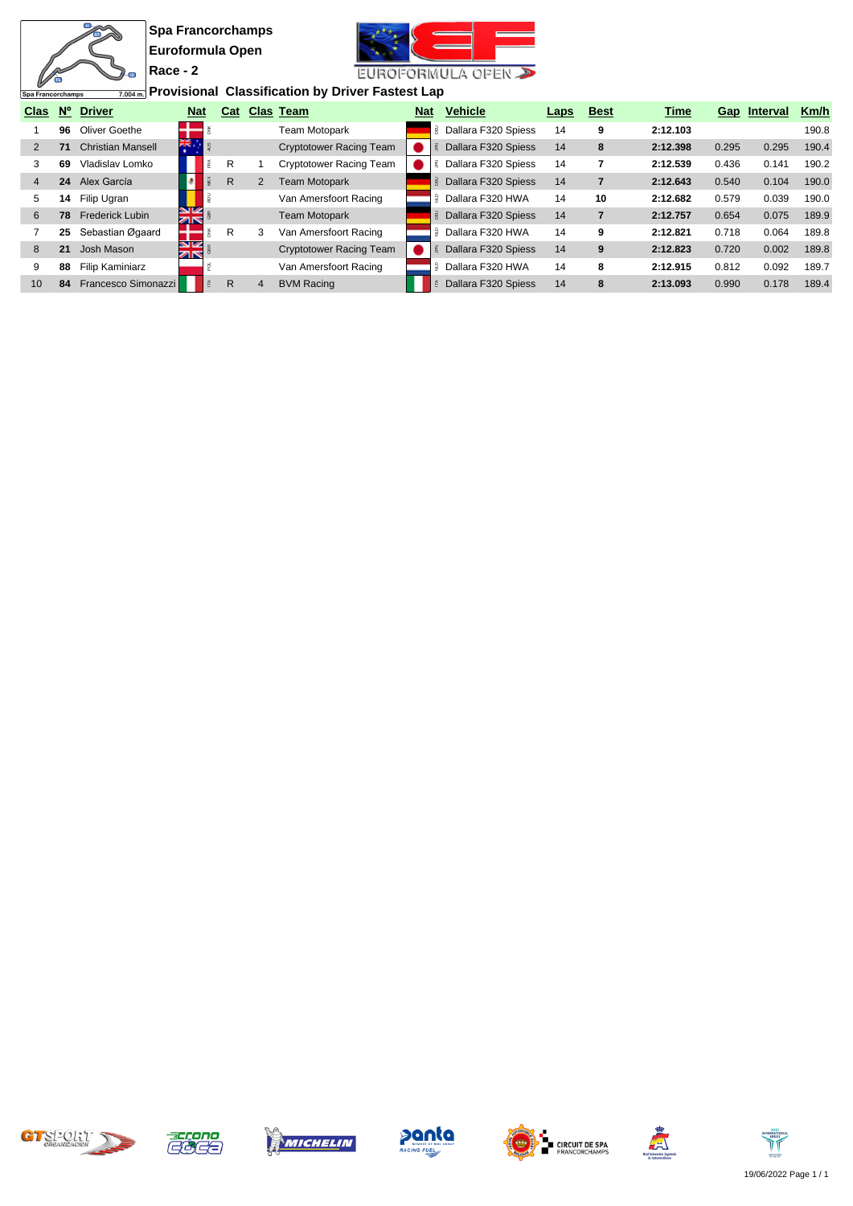**Spa Francorchamps**

**Euroformula Open**

**Race - 2**

Spa Francorchamps 7.004 m.

EUROFORMULA OPEN

## Provisional Classification by Driver Fastest Lap

| Clas | Nº | Driver | Nat | Cat | Clas | Team | Nat | Vehicle | Laps | Best | Time | Gap | Interval | Km/h |
|---|---|---|---|---|---|---|---|---|---|---|---|---|---|---|
| 1 | 96 | Oliver Goethe | DNK | | | Team Motopark | DEU | Dallara F320 Spiess | 14 | 9 | 2:12.103 | | | 190.8 |
| 2 | 71 | Christian Mansell | AUS | | | Cryptotower Racing Team | JPN | Dallara F320 Spiess | 14 | 8 | 2:12.398 | 0.295 | 0.295 | 190.4 |
| 3 | 69 | Vladislav Lomko | FRA | R | 1 | Cryptotower Racing Team | JPN | Dallara F320 Spiess | 14 | 7 | 2:12.539 | 0.436 | 0.141 | 190.2 |
| 4 | 24 | Alex García | MEX | R | 2 | Team Motopark | DEU | Dallara F320 Spiess | 14 | 7 | 2:12.643 | 0.540 | 0.104 | 190.0 |
| 5 | 14 | Filip Ugran | ROU | | | Van Amersfoort Racing | NLD | Dallara F320 HWA | 14 | 10 | 2:12.682 | 0.579 | 0.039 | 190.0 |
| 6 | 78 | Frederick Lubin | GBR | | | Team Motopark | DEU | Dallara F320 Spiess | 14 | 7 | 2:12.757 | 0.654 | 0.075 | 189.9 |
| 7 | 25 | Sebastian Øgaard | DNK | R | 3 | Van Amersfoort Racing | NLD | Dallara F320 HWA | 14 | 9 | 2:12.821 | 0.718 | 0.064 | 189.8 |
| 8 | 21 | Josh Mason | GBR | | | Cryptotower Racing Team | JPN | Dallara F320 Spiess | 14 | 9 | 2:12.823 | 0.720 | 0.002 | 189.8 |
| 9 | 88 | Filip Kaminiarz | POL | | | Van Amersfoort Racing | NLD | Dallara F320 HWA | 14 | 8 | 2:12.915 | 0.812 | 0.092 | 189.7 |
| 10 | 84 | Francesco Simonazzi | ITA | R | 4 | BVM Racing | ITA | Dallara F320 Spiess | 14 | 8 | 2:13.093 | 0.990 | 0.178 | 189.4 |

19/06/2022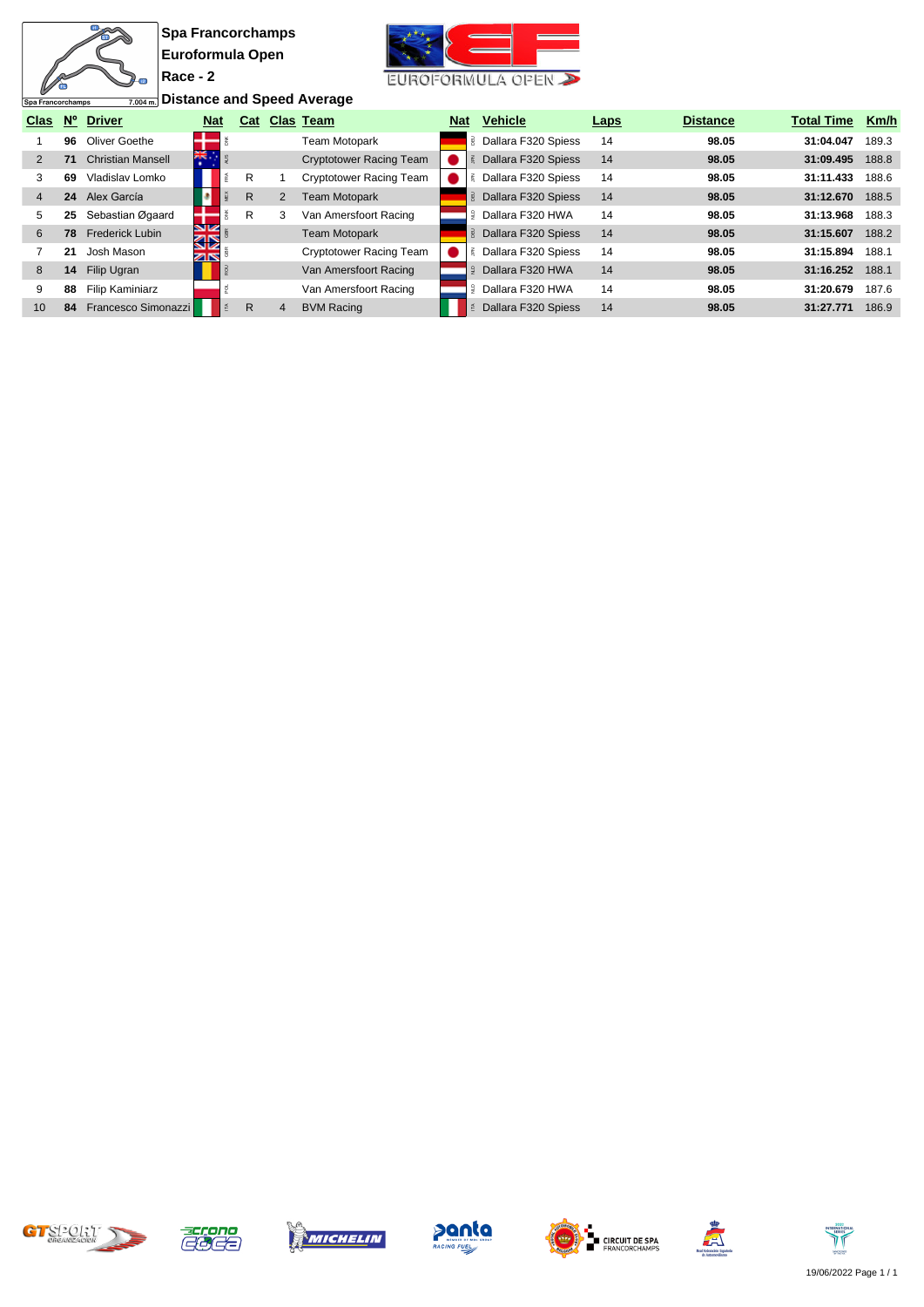# Spa Francorchamps

## Euroformula Open

### Race - 2

### Distance and Speed Average

| Clas | Nº | Driver | Nat | Cat | Clas | Team | Nat | Vehicle | Laps | Distance | Total Time | Km/h |
|---|---|---|---|---|---|---|---|---|---|---|---|---|
| 1 | 96 | Oliver Goethe | DNK | | | Team Motopark | DEU | Dallara F320 Spiess | 14 | 98.05 | 31:04.047 | 189.3 |
| 2 | 71 | Christian Mansell | AUS | | | Cryptotower Racing Team | JPN | Dallara F320 Spiess | 14 | 98.05 | 31:09.495 | 188.8 |
| 3 | 69 | Vladislav Lomko | FRA | R | 1 | Cryptotower Racing Team | JPN | Dallara F320 Spiess | 14 | 98.05 | 31:11.433 | 188.6 |
| 4 | 24 | Alex García | MEX | R | 2 | Team Motopark | DEU | Dallara F320 Spiess | 14 | 98.05 | 31:12.670 | 188.5 |
| 5 | 25 | Sebastian Øgaard | DNK | R | 3 | Van Amersfoort Racing | NLD | Dallara F320 HWA | 14 | 98.05 | 31:13.968 | 188.3 |
| 6 | 78 | Frederick Lubin | GBR | | | Team Motopark | DEU | Dallara F320 Spiess | 14 | 98.05 | 31:15.607 | 188.2 |
| 7 | 21 | Josh Mason | GBR | | | Cryptotower Racing Team | JPN | Dallara F320 Spiess | 14 | 98.05 | 31:15.894 | 188.1 |
| 8 | 14 | Filip Ugran | ROU | | | Van Amersfoort Racing | NLD | Dallara F320 HWA | 14 | 98.05 | 31:16.252 | 188.1 |
| 9 | 88 | Filip Kaminiarz | POL | | | Van Amersfoort Racing | NLD | Dallara F320 HWA | 14 | 98.05 | 31:20.679 | 187.6 |
| 10 | 84 | Francesco Simonazzi | ITA | R | 4 | BVM Racing | ITA | Dallara F320 Spiess | 14 | 98.05 | 31:27.771 | 186.9 |

19/06/2022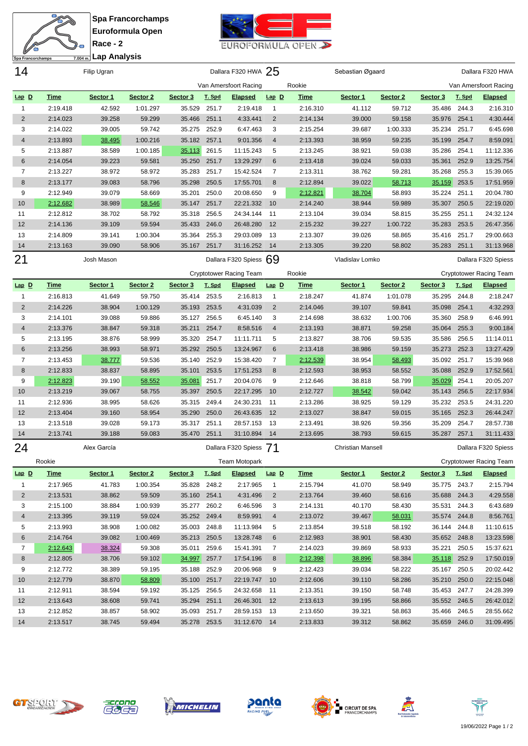# Spa Francorchamps
## Euroformula Open
### Race - 2
### Lap Analysis

Spa Francorchamps 7.004 m.

## 14 — Filip Ugran — Dallara F320 HWA — Van Amersfoort Racing

| Lap | D | Time | Sector 1 | Sector 2 | Sector 3 | T. Spd | Elapsed |
|---|---|---|---|---|---|---|---|
| 1 | | 2:19.418 | 42.592 | 1:01.297 | 35.529 | 251.7 | 2:19.418 |
| 2 | | 2:14.023 | 39.258 | 59.299 | 35.466 | 251.1 | 4:33.441 |
| 3 | | 2:14.022 | 39.005 | 59.742 | 35.275 | 252.9 | 6:47.463 |
| 4 | | 2:13.893 | 38.495 | 1:00.216 | 35.182 | 257.1 | 9:01.356 |
| 5 | | 2:13.887 | 38.589 | 1:00.185 | 35.113 | 261.5 | 11:15.243 |
| 6 | | 2:14.054 | 39.223 | 59.581 | 35.250 | 251.7 | 13:29.297 |
| 7 | | 2:13.227 | 38.972 | 58.972 | 35.283 | 251.7 | 15:42.524 |
| 8 | | 2:13.177 | 39.083 | 58.796 | 35.298 | 250.5 | 17:55.701 |
| 9 | | 2:12.949 | 39.079 | 58.669 | 35.201 | 250.0 | 20:08.650 |
| 10 | | 2:12.682 | 38.989 | 58.546 | 35.147 | 251.7 | 22:21.332 |
| 11 | | 2:12.812 | 38.702 | 58.792 | 35.318 | 256.5 | 24:34.144 |
| 12 | | 2:14.136 | 39.109 | 59.594 | 35.433 | 246.0 | 26:48.280 |
| 13 | | 2:14.809 | 39.141 | 1:00.304 | 35.364 | 255.3 | 29:03.089 |
| 14 | | 2:13.163 | 39.090 | 58.906 | 35.167 | 251.7 | 31:16.252 |

## 25 — Sebastian Øgaard — Dallara F320 HWA — Rookie — Van Amersfoort Racing

| Lap | D | Time | Sector 1 | Sector 2 | Sector 3 | T. Spd | Elapsed |
|---|---|---|---|---|---|---|---|
| 1 | | 2:16.310 | 41.112 | 59.712 | 35.486 | 244.3 | 2:16.310 |
| 2 | | 2:14.134 | 39.000 | 59.158 | 35.976 | 254.1 | 4:30.444 |
| 3 | | 2:15.254 | 39.687 | 1:00.333 | 35.234 | 251.7 | 6:45.698 |
| 4 | | 2:13.393 | 38.959 | 59.235 | 35.199 | 254.7 | 8:59.091 |
| 5 | | 2:13.245 | 38.921 | 59.038 | 35.286 | 254.1 | 11:12.336 |
| 6 | | 2:13.418 | 39.024 | 59.033 | 35.361 | 252.9 | 13:25.754 |
| 7 | | 2:13.311 | 38.762 | 59.281 | 35.268 | 255.3 | 15:39.065 |
| 8 | | 2:12.894 | 39.022 | 58.713 | 35.159 | 253.5 | 17:51.959 |
| 9 | | 2:12.821 | 38.704 | 58.893 | 35.224 | 251.1 | 20:04.780 |
| 10 | | 2:14.240 | 38.944 | 59.989 | 35.307 | 250.5 | 22:19.020 |
| 11 | | 2:13.104 | 39.034 | 58.815 | 35.255 | 251.1 | 24:32.124 |
| 12 | | 2:15.232 | 39.227 | 1:00.722 | 35.283 | 253.5 | 26:47.356 |
| 13 | | 2:13.307 | 39.026 | 58.865 | 35.416 | 251.7 | 29:00.663 |
| 14 | | 2:13.305 | 39.220 | 58.802 | 35.283 | 251.1 | 31:13.968 |

## 21 — Josh Mason — Dallara F320 Spiess — Cryptotower Racing Team

| Lap | D | Time | Sector 1 | Sector 2 | Sector 3 | T. Spd | Elapsed |
|---|---|---|---|---|---|---|---|
| 1 | | 2:16.813 | 41.649 | 59.750 | 35.414 | 253.5 | 2:16.813 |
| 2 | | 2:14.226 | 38.904 | 1:00.129 | 35.193 | 253.5 | 4:31.039 |
| 3 | | 2:14.101 | 39.088 | 59.886 | 35.127 | 256.5 | 6:45.140 |
| 4 | | 2:13.376 | 38.847 | 59.318 | 35.211 | 254.7 | 8:58.516 |
| 5 | | 2:13.195 | 38.876 | 58.999 | 35.320 | 254.7 | 11:11.711 |
| 6 | | 2:13.256 | 38.993 | 58.971 | 35.292 | 250.5 | 13:24.967 |
| 7 | | 2:13.453 | 38.777 | 59.536 | 35.140 | 252.9 | 15:38.420 |
| 8 | | 2:12.833 | 38.837 | 58.895 | 35.101 | 253.5 | 17:51.253 |
| 9 | | 2:12.823 | 39.190 | 58.552 | 35.081 | 251.7 | 20:04.076 |
| 10 | | 2:13.219 | 39.067 | 58.755 | 35.397 | 250.5 | 22:17.295 |
| 11 | | 2:12.936 | 38.995 | 58.626 | 35.315 | 249.4 | 24:30.231 |
| 12 | | 2:13.404 | 39.160 | 58.954 | 35.290 | 250.0 | 26:43.635 |
| 13 | | 2:13.518 | 39.028 | 59.173 | 35.317 | 251.1 | 28:57.153 |
| 14 | | 2:13.741 | 39.188 | 59.083 | 35.470 | 251.1 | 31:10.894 |

## 69 — Vladislav Lomko — Dallara F320 Spiess — Rookie — Cryptotower Racing Team

| Lap | D | Time | Sector 1 | Sector 2 | Sector 3 | T. Spd | Elapsed |
|---|---|---|---|---|---|---|---|
| 1 | | 2:18.247 | 41.874 | 1:01.078 | 35.295 | 244.8 | 2:18.247 |
| 2 | | 2:14.046 | 39.107 | 59.841 | 35.098 | 254.1 | 4:32.293 |
| 3 | | 2:14.698 | 38.632 | 1:00.706 | 35.360 | 258.9 | 6:46.991 |
| 4 | | 2:13.193 | 38.871 | 59.258 | 35.064 | 255.3 | 9:00.184 |
| 5 | | 2:13.827 | 38.706 | 59.535 | 35.586 | 256.5 | 11:14.011 |
| 6 | | 2:13.418 | 38.986 | 59.159 | 35.273 | 252.3 | 13:27.429 |
| 7 | | 2:12.539 | 38.954 | 58.493 | 35.092 | 251.7 | 15:39.968 |
| 8 | | 2:12.593 | 38.953 | 58.552 | 35.088 | 252.9 | 17:52.561 |
| 9 | | 2:12.646 | 38.818 | 58.799 | 35.029 | 254.1 | 20:05.207 |
| 10 | | 2:12.727 | 38.542 | 59.042 | 35.143 | 256.5 | 22:17.934 |
| 11 | | 2:13.286 | 38.925 | 59.129 | 35.232 | 253.5 | 24:31.220 |
| 12 | | 2:13.027 | 38.847 | 59.015 | 35.165 | 252.3 | 26:44.247 |
| 13 | | 2:13.491 | 38.926 | 59.356 | 35.209 | 254.7 | 28:57.738 |
| 14 | | 2:13.695 | 38.793 | 59.615 | 35.287 | 257.1 | 31:11.433 |

## 24 — Alex García — Dallara F320 Spiess — Rookie — Team Motopark

| Lap | D | Time | Sector 1 | Sector 2 | Sector 3 | T. Spd | Elapsed |
|---|---|---|---|---|---|---|---|
| 1 | | 2:17.965 | 41.783 | 1:00.354 | 35.828 | 248.2 | 2:17.965 |
| 2 | | 2:13.531 | 38.862 | 59.509 | 35.160 | 254.1 | 4:31.496 |
| 3 | | 2:15.100 | 38.884 | 1:00.939 | 35.277 | 260.2 | 6:46.596 |
| 4 | | 2:13.395 | 39.119 | 59.024 | 35.252 | 249.4 | 8:59.991 |
| 5 | | 2:13.993 | 38.908 | 1:00.082 | 35.003 | 248.8 | 11:13.984 |
| 6 | | 2:14.764 | 39.082 | 1:00.469 | 35.213 | 250.5 | 13:28.748 |
| 7 | | 2:12.643 | 38.324 | 59.308 | 35.011 | 259.6 | 15:41.391 |
| 8 | | 2:12.805 | 38.706 | 59.102 | 34.997 | 257.7 | 17:54.196 |
| 9 | | 2:12.772 | 38.389 | 59.195 | 35.188 | 252.9 | 20:06.968 |
| 10 | | 2:12.779 | 38.870 | 58.809 | 35.100 | 251.7 | 22:19.747 |
| 11 | | 2:12.911 | 38.594 | 59.192 | 35.125 | 256.5 | 24:32.658 |
| 12 | | 2:13.643 | 38.608 | 59.741 | 35.294 | 251.1 | 26:46.301 |
| 13 | | 2:12.852 | 38.857 | 58.902 | 35.093 | 251.7 | 28:59.153 |
| 14 | | 2:13.517 | 38.745 | 59.494 | 35.278 | 253.5 | 31:12.670 |

## 71 — Christian Mansell — Dallara F320 Spiess — Cryptotower Racing Team

| Lap | D | Time | Sector 1 | Sector 2 | Sector 3 | T. Spd | Elapsed |
|---|---|---|---|---|---|---|---|
| 1 | | 2:15.794 | 41.070 | 58.949 | 35.775 | 243.7 | 2:15.794 |
| 2 | | 2:13.764 | 39.460 | 58.616 | 35.688 | 244.3 | 4:29.558 |
| 3 | | 2:14.131 | 40.170 | 58.430 | 35.531 | 244.3 | 6:43.689 |
| 4 | | 2:13.072 | 39.467 | 58.031 | 35.574 | 244.8 | 8:56.761 |
| 5 | | 2:13.854 | 39.518 | 58.192 | 36.144 | 244.8 | 11:10.615 |
| 6 | | 2:12.983 | 38.901 | 58.430 | 35.652 | 248.8 | 13:23.598 |
| 7 | | 2:14.023 | 39.869 | 58.933 | 35.221 | 250.5 | 15:37.621 |
| 8 | | 2:12.398 | 38.896 | 58.384 | 35.118 | 252.9 | 17:50.019 |
| 9 | | 2:12.423 | 39.034 | 58.222 | 35.167 | 250.5 | 20:02.442 |
| 10 | | 2:12.606 | 39.110 | 58.286 | 35.210 | 250.0 | 22:15.048 |
| 11 | | 2:13.351 | 39.150 | 58.748 | 35.453 | 247.7 | 24:28.399 |
| 12 | | 2:13.613 | 39.195 | 58.866 | 35.552 | 246.5 | 26:42.012 |
| 13 | | 2:13.650 | 39.321 | 58.863 | 35.466 | 246.5 | 28:55.662 |
| 14 | | 2:13.833 | 39.312 | 58.862 | 35.659 | 246.0 | 31:09.495 |

19/06/2022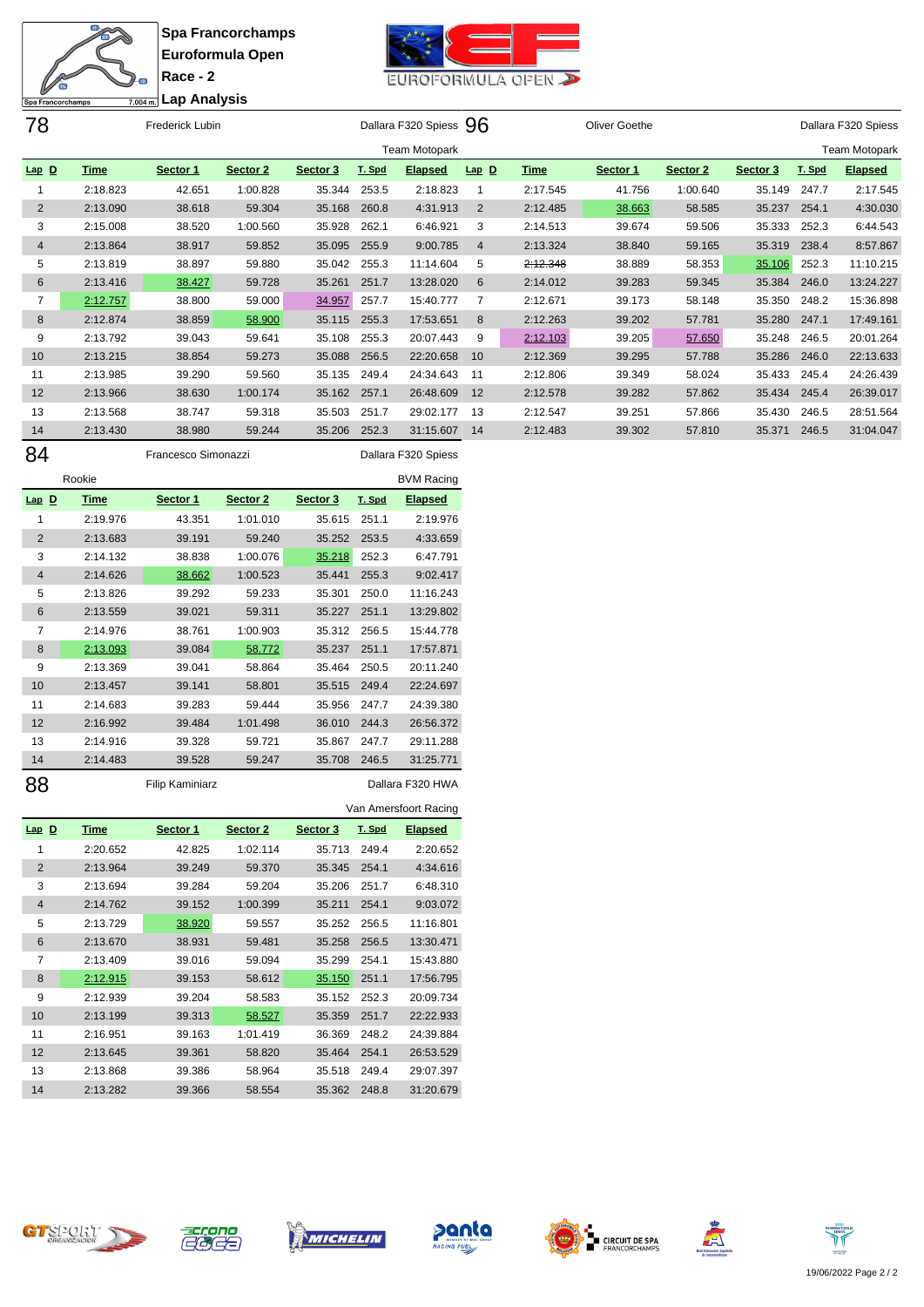# Spa Francorchamps
## Euroformula Open
## Race - 2
## Lap Analysis

Spa Francorchamps 7.004 m.

EUROFORMULA OPEN

### 78 — Frederick Lubin — Dallara F320 Spiess — Team Motopark

| Lap | D | Time | Sector 1 | Sector 2 | Sector 3 | T. Spd | Elapsed |
|---|---|---|---|---|---|---|---|
| 1 | | 2:18.823 | 42.651 | 1:00.828 | 35.344 | 253.5 | 2:18.823 |
| 2 | | 2:13.090 | 38.618 | 59.304 | 35.168 | 260.8 | 4:31.913 |
| 3 | | 2:15.008 | 38.520 | 1:00.560 | 35.928 | 262.1 | 6:46.921 |
| 4 | | 2:13.864 | 38.917 | 59.852 | 35.095 | 255.9 | 9:00.785 |
| 5 | | 2:13.819 | 38.897 | 59.880 | 35.042 | 255.3 | 11:14.604 |
| 6 | | 2:13.416 | 38.427 | 59.728 | 35.261 | 251.7 | 13:28.020 |
| 7 | | 2:12.757 | 38.800 | 59.000 | 34.957 | 257.7 | 15:40.777 |
| 8 | | 2:12.874 | 38.859 | 58.900 | 35.115 | 255.3 | 17:53.651 |
| 9 | | 2:13.792 | 39.043 | 59.641 | 35.108 | 255.3 | 20:07.443 |
| 10 | | 2:13.215 | 38.854 | 59.273 | 35.088 | 256.5 | 22:20.658 |
| 11 | | 2:13.985 | 39.290 | 59.560 | 35.135 | 249.4 | 24:34.643 |
| 12 | | 2:13.966 | 38.630 | 1:00.174 | 35.162 | 257.1 | 26:48.609 |
| 13 | | 2:13.568 | 38.747 | 59.318 | 35.503 | 251.7 | 29:02.177 |
| 14 | | 2:13.430 | 38.980 | 59.244 | 35.206 | 252.3 | 31:15.607 |

### 96 — Oliver Goethe — Dallara F320 Spiess — Team Motopark

| Lap | D | Time | Sector 1 | Sector 2 | Sector 3 | T. Spd | Elapsed |
|---|---|---|---|---|---|---|---|
| 1 | | 2:17.545 | 41.756 | 1:00.640 | 35.149 | 247.7 | 2:17.545 |
| 2 | | 2:12.485 | 38.663 | 58.585 | 35.237 | 254.1 | 4:30.030 |
| 3 | | 2:14.513 | 39.674 | 59.506 | 35.333 | 252.3 | 6:44.543 |
| 4 | | 2:13.324 | 38.840 | 59.165 | 35.319 | 238.4 | 8:57.867 |
| 5 | | ~~2:12.348~~ | 38.889 | 58.353 | 35.106 | 252.3 | 11:10.215 |
| 6 | | 2:14.012 | 39.283 | 59.345 | 35.384 | 246.0 | 13:24.227 |
| 7 | | 2:12.671 | 39.173 | 58.148 | 35.350 | 248.2 | 15:36.898 |
| 8 | | 2:12.263 | 39.202 | 57.781 | 35.280 | 247.1 | 17:49.161 |
| 9 | | 2:12.103 | 39.205 | 57.650 | 35.248 | 246.5 | 20:01.264 |
| 10 | | 2:12.369 | 39.295 | 57.788 | 35.286 | 246.0 | 22:13.633 |
| 11 | | 2:12.806 | 39.349 | 58.024 | 35.433 | 245.4 | 24:26.439 |
| 12 | | 2:12.578 | 39.282 | 57.862 | 35.434 | 245.4 | 26:39.017 |
| 13 | | 2:12.547 | 39.251 | 57.866 | 35.430 | 246.5 | 28:51.564 |
| 14 | | 2:12.483 | 39.302 | 57.810 | 35.371 | 246.5 | 31:04.047 |

### 84 — Francesco Simonazzi — Dallara F320 Spiess — Rookie — BVM Racing

| Lap | D | Time | Sector 1 | Sector 2 | Sector 3 | T. Spd | Elapsed |
|---|---|---|---|---|---|---|---|
| 1 | | 2:19.976 | 43.351 | 1:01.010 | 35.615 | 251.1 | 2:19.976 |
| 2 | | 2:13.683 | 39.191 | 59.240 | 35.252 | 253.5 | 4:33.659 |
| 3 | | 2:14.132 | 38.838 | 1:00.076 | 35.218 | 252.3 | 6:47.791 |
| 4 | | 2:14.626 | 38.662 | 1:00.523 | 35.441 | 255.3 | 9:02.417 |
| 5 | | 2:13.826 | 39.292 | 59.233 | 35.301 | 250.0 | 11:16.243 |
| 6 | | 2:13.559 | 39.021 | 59.311 | 35.227 | 251.1 | 13:29.802 |
| 7 | | 2:14.976 | 38.761 | 1:00.903 | 35.312 | 256.5 | 15:44.778 |
| 8 | | 2:13.093 | 39.084 | 58.772 | 35.237 | 251.1 | 17:57.871 |
| 9 | | 2:13.369 | 39.041 | 58.864 | 35.464 | 250.5 | 20:11.240 |
| 10 | | 2:13.457 | 39.141 | 58.801 | 35.515 | 249.4 | 22:24.697 |
| 11 | | 2:14.683 | 39.283 | 59.444 | 35.956 | 247.7 | 24:39.380 |
| 12 | | 2:16.992 | 39.484 | 1:01.498 | 36.010 | 244.3 | 26:56.372 |
| 13 | | 2:14.916 | 39.328 | 59.721 | 35.867 | 247.7 | 29:11.288 |
| 14 | | 2:14.483 | 39.528 | 59.247 | 35.708 | 246.5 | 31:25.771 |

### 88 — Filip Kaminiarz — Dallara F320 HWA — Van Amersfoort Racing

| Lap | D | Time | Sector 1 | Sector 2 | Sector 3 | T. Spd | Elapsed |
|---|---|---|---|---|---|---|---|
| 1 | | 2:20.652 | 42.825 | 1:02.114 | 35.713 | 249.4 | 2:20.652 |
| 2 | | 2:13.964 | 39.249 | 59.370 | 35.345 | 254.1 | 4:34.616 |
| 3 | | 2:13.694 | 39.284 | 59.204 | 35.206 | 251.7 | 6:48.310 |
| 4 | | 2:14.762 | 39.152 | 1:00.399 | 35.211 | 254.1 | 9:03.072 |
| 5 | | 2:13.729 | 38.920 | 59.557 | 35.252 | 256.5 | 11:16.801 |
| 6 | | 2:13.670 | 38.931 | 59.481 | 35.258 | 256.5 | 13:30.471 |
| 7 | | 2:13.409 | 39.016 | 59.094 | 35.299 | 254.1 | 15:43.880 |
| 8 | | 2:12.915 | 39.153 | 58.612 | 35.150 | 251.1 | 17:56.795 |
| 9 | | 2:12.939 | 39.204 | 58.583 | 35.152 | 252.3 | 20:09.734 |
| 10 | | 2:13.199 | 39.313 | 58.527 | 35.359 | 251.7 | 22:22.933 |
| 11 | | 2:16.951 | 39.163 | 1:01.419 | 36.369 | 248.2 | 24:39.884 |
| 12 | | 2:13.645 | 39.361 | 58.820 | 35.464 | 254.1 | 26:53.529 |
| 13 | | 2:13.868 | 39.386 | 58.964 | 35.518 | 249.4 | 29:07.397 |
| 14 | | 2:13.282 | 39.366 | 58.554 | 35.362 | 248.8 | 31:20.679 |

19/06/2022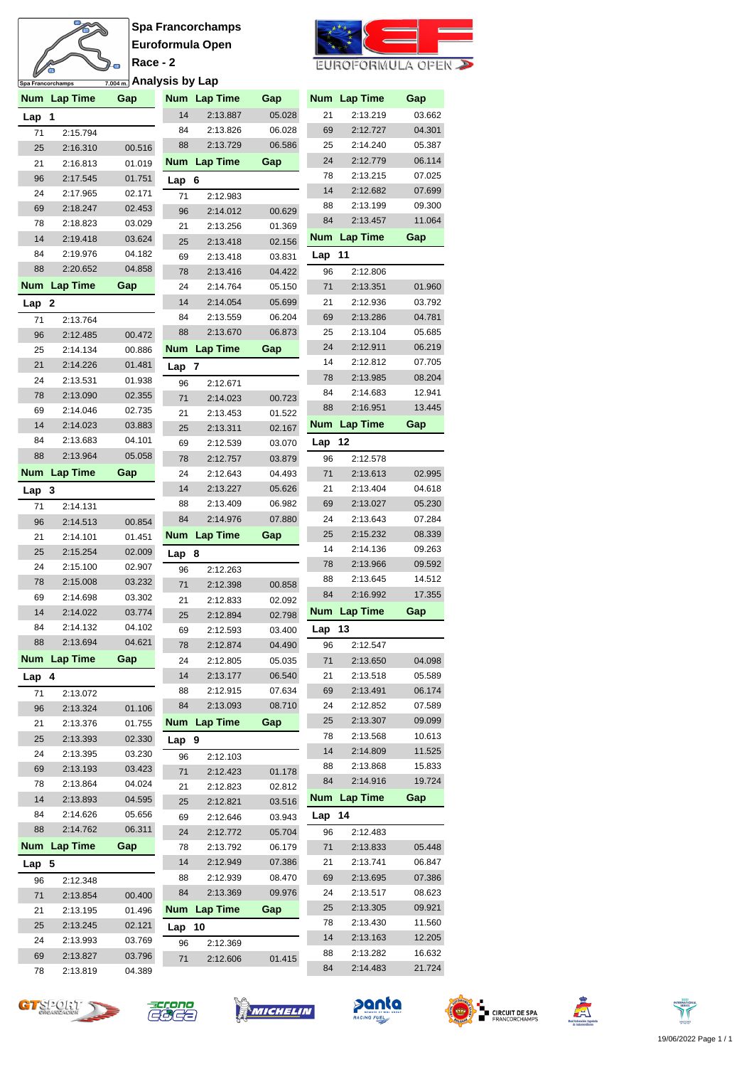# Spa Francorchamps
## Euroformula Open
## Race - 2
## Analysis by Lap

Spa Francorchamps 7.004 m.

EUROFORMULA OPEN

### Lap 1

| Num | Lap Time | Gap |
|---|---|---|
| 71 | 2:15.794 | |
| 25 | 2:16.310 | 00.516 |
| 21 | 2:16.813 | 01.019 |
| 96 | 2:17.545 | 01.751 |
| 24 | 2:17.965 | 02.171 |
| 69 | 2:18.247 | 02.453 |
| 78 | 2:18.823 | 03.029 |
| 14 | 2:19.418 | 03.624 |
| 84 | 2:19.976 | 04.182 |
| 88 | 2:20.652 | 04.858 |

### Lap 2

| Num | Lap Time | Gap |
|---|---|---|
| 71 | 2:13.764 | |
| 96 | 2:12.485 | 00.472 |
| 25 | 2:14.134 | 00.886 |
| 21 | 2:14.226 | 01.481 |
| 24 | 2:13.531 | 01.938 |
| 78 | 2:13.090 | 02.355 |
| 69 | 2:14.046 | 02.735 |
| 14 | 2:14.023 | 03.883 |
| 84 | 2:13.683 | 04.101 |
| 88 | 2:13.964 | 05.058 |

### Lap 3

| Num | Lap Time | Gap |
|---|---|---|
| 71 | 2:14.131 | |
| 96 | 2:14.513 | 00.854 |
| 21 | 2:14.101 | 01.451 |
| 25 | 2:15.254 | 02.009 |
| 24 | 2:15.100 | 02.907 |
| 78 | 2:15.008 | 03.232 |
| 69 | 2:14.698 | 03.302 |
| 14 | 2:14.022 | 03.774 |
| 84 | 2:14.132 | 04.102 |
| 88 | 2:13.694 | 04.621 |

### Lap 4

| Num | Lap Time | Gap |
|---|---|---|
| 71 | 2:13.072 | |
| 96 | 2:13.324 | 01.106 |
| 21 | 2:13.376 | 01.755 |
| 25 | 2:13.393 | 02.330 |
| 24 | 2:13.395 | 03.230 |
| 69 | 2:13.193 | 03.423 |
| 78 | 2:13.864 | 04.024 |
| 14 | 2:13.893 | 04.595 |
| 84 | 2:14.626 | 05.656 |
| 88 | 2:14.762 | 06.311 |

### Lap 5

| Num | Lap Time | Gap |
|---|---|---|
| 96 | 2:12.348 | |
| 71 | 2:13.854 | 00.400 |
| 21 | 2:13.195 | 01.496 |
| 25 | 2:13.245 | 02.121 |
| 24 | 2:13.993 | 03.769 |
| 69 | 2:13.827 | 03.796 |
| 78 | 2:13.819 | 04.389 |
| 14 | 2:13.887 | 05.028 |
| 84 | 2:13.826 | 06.028 |
| 88 | 2:13.729 | 06.586 |

### Lap 6

| Num | Lap Time | Gap |
|---|---|---|
| 71 | 2:12.983 | |
| 96 | 2:14.012 | 00.629 |
| 21 | 2:13.256 | 01.369 |
| 25 | 2:13.418 | 02.156 |
| 69 | 2:13.418 | 03.831 |
| 78 | 2:13.416 | 04.422 |
| 24 | 2:14.764 | 05.150 |
| 14 | 2:14.054 | 05.699 |
| 84 | 2:13.559 | 06.204 |
| 88 | 2:13.670 | 06.873 |

### Lap 7

| Num | Lap Time | Gap |
|---|---|---|
| 96 | 2:12.671 | |
| 71 | 2:14.023 | 00.723 |
| 21 | 2:13.453 | 01.522 |
| 25 | 2:13.311 | 02.167 |
| 69 | 2:12.539 | 03.070 |
| 78 | 2:12.757 | 03.879 |
| 24 | 2:12.643 | 04.493 |
| 14 | 2:13.227 | 05.626 |
| 88 | 2:13.409 | 06.982 |
| 84 | 2:14.976 | 07.880 |

### Lap 8

| Num | Lap Time | Gap |
|---|---|---|
| 96 | 2:12.263 | |
| 71 | 2:12.398 | 00.858 |
| 21 | 2:12.833 | 02.092 |
| 25 | 2:12.894 | 02.798 |
| 69 | 2:12.593 | 03.400 |
| 78 | 2:12.874 | 04.490 |
| 24 | 2:12.805 | 05.035 |
| 14 | 2:13.177 | 06.540 |
| 88 | 2:12.915 | 07.634 |
| 84 | 2:13.093 | 08.710 |

### Lap 9

| Num | Lap Time | Gap |
|---|---|---|
| 96 | 2:12.103 | |
| 71 | 2:12.423 | 01.178 |
| 21 | 2:12.823 | 02.812 |
| 25 | 2:12.821 | 03.516 |
| 69 | 2:12.646 | 03.943 |
| 24 | 2:12.772 | 05.704 |
| 78 | 2:13.792 | 06.179 |
| 14 | 2:12.949 | 07.386 |
| 88 | 2:12.939 | 08.470 |
| 84 | 2:13.369 | 09.976 |

### Lap 10

| Num | Lap Time | Gap |
|---|---|---|
| 96 | 2:12.369 | |
| 71 | 2:12.606 | 01.415 |
| 21 | 2:13.219 | 03.662 |
| 69 | 2:12.727 | 04.301 |
| 25 | 2:14.240 | 05.387 |
| 24 | 2:12.779 | 06.114 |
| 78 | 2:13.215 | 07.025 |
| 14 | 2:12.682 | 07.699 |
| 88 | 2:13.199 | 09.300 |
| 84 | 2:13.457 | 11.064 |

### Lap 11

| Num | Lap Time | Gap |
|---|---|---|
| 96 | 2:12.806 | |
| 71 | 2:13.351 | 01.960 |
| 21 | 2:12.936 | 03.792 |
| 69 | 2:13.286 | 04.781 |
| 25 | 2:13.104 | 05.685 |
| 24 | 2:12.911 | 06.219 |
| 14 | 2:12.812 | 07.705 |
| 78 | 2:13.985 | 08.204 |
| 84 | 2:14.683 | 12.941 |
| 88 | 2:16.951 | 13.445 |

### Lap 12

| Num | Lap Time | Gap |
|---|---|---|
| 96 | 2:12.578 | |
| 71 | 2:13.613 | 02.995 |
| 21 | 2:13.404 | 04.618 |
| 69 | 2:13.027 | 05.230 |
| 24 | 2:13.643 | 07.284 |
| 25 | 2:15.232 | 08.339 |
| 14 | 2:14.136 | 09.263 |
| 78 | 2:13.966 | 09.592 |
| 88 | 2:13.645 | 14.512 |
| 84 | 2:16.992 | 17.355 |

### Lap 13

| Num | Lap Time | Gap |
|---|---|---|
| 96 | 2:12.547 | |
| 71 | 2:13.650 | 04.098 |
| 21 | 2:13.518 | 05.589 |
| 69 | 2:13.491 | 06.174 |
| 24 | 2:12.852 | 07.589 |
| 25 | 2:13.307 | 09.099 |
| 78 | 2:13.568 | 10.613 |
| 14 | 2:14.809 | 11.525 |
| 88 | 2:13.868 | 15.833 |
| 84 | 2:14.916 | 19.724 |

### Lap 14

| Num | Lap Time | Gap |
|---|---|---|
| 96 | 2:12.483 | |
| 71 | 2:13.833 | 05.448 |
| 21 | 2:13.741 | 06.847 |
| 69 | 2:13.695 | 07.386 |
| 24 | 2:13.517 | 08.623 |
| 25 | 2:13.305 | 09.921 |
| 78 | 2:13.430 | 11.560 |
| 14 | 2:13.163 | 12.205 |
| 88 | 2:13.282 | 16.632 |
| 84 | 2:14.483 | 21.724 |

19/06/2022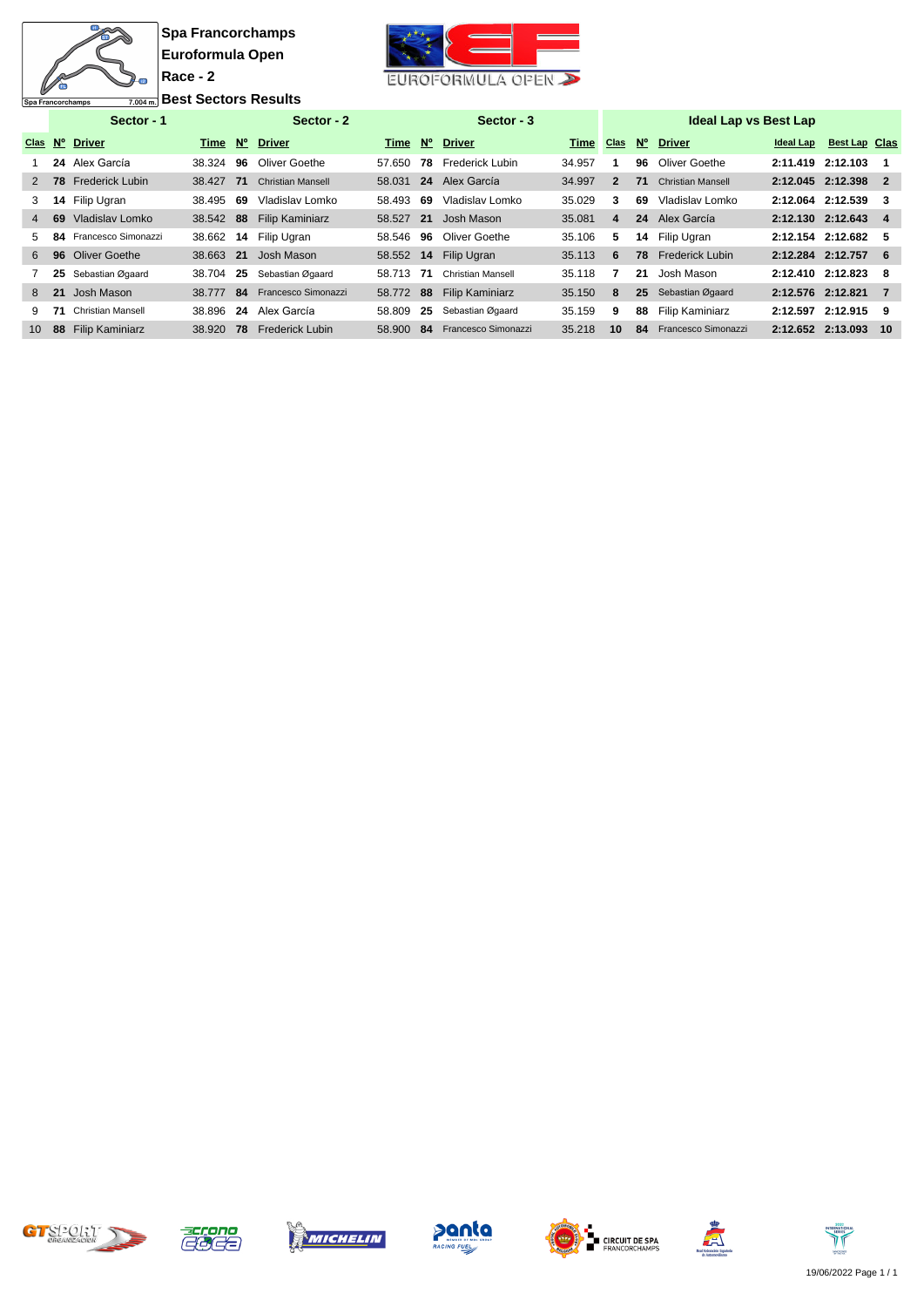**Spa Francorchamps**

**Euroformula Open**

**Race - 2**

**Best Sectors Results**

Spa Francorchamps 7.004 m.

| Sector - 1 | | | | Sector - 2 | | | Sector - 3 | | | Ideal Lap vs Best Lap | | | | | |
|---|---|---|---|---|---|---|---|---|---|---|---|---|---|---|---|
| Clas | Nº | Driver | Time | Nº | Driver | Time | Nº | Driver | Time | Clas | Nº | Driver | Ideal Lap | Best Lap | Clas |
| 1 | 24 | Alex García | 38.324 | 96 | Oliver Goethe | 57.650 | 78 | Frederick Lubin | 34.957 | 1 | 96 | Oliver Goethe | 2:11.419 | 2:12.103 | 1 |
| 2 | 78 | Frederick Lubin | 38.427 | 71 | Christian Mansell | 58.031 | 24 | Alex García | 34.997 | 2 | 71 | Christian Mansell | 2:12.045 | 2:12.398 | 2 |
| 3 | 14 | Filip Ugran | 38.495 | 69 | Vladislav Lomko | 58.493 | 69 | Vladislav Lomko | 35.029 | 3 | 69 | Vladislav Lomko | 2:12.064 | 2:12.539 | 3 |
| 4 | 69 | Vladislav Lomko | 38.542 | 88 | Filip Kaminiarz | 58.527 | 21 | Josh Mason | 35.081 | 4 | 24 | Alex García | 2:12.130 | 2:12.643 | 4 |
| 5 | 84 | Francesco Simonazzi | 38.662 | 14 | Filip Ugran | 58.546 | 96 | Oliver Goethe | 35.106 | 5 | 14 | Filip Ugran | 2:12.154 | 2:12.682 | 5 |
| 6 | 96 | Oliver Goethe | 38.663 | 21 | Josh Mason | 58.552 | 14 | Filip Ugran | 35.113 | 6 | 78 | Frederick Lubin | 2:12.284 | 2:12.757 | 6 |
| 7 | 25 | Sebastian Øgaard | 38.704 | 25 | Sebastian Øgaard | 58.713 | 71 | Christian Mansell | 35.118 | 7 | 21 | Josh Mason | 2:12.410 | 2:12.823 | 8 |
| 8 | 21 | Josh Mason | 38.777 | 84 | Francesco Simonazzi | 58.772 | 88 | Filip Kaminiarz | 35.150 | 8 | 25 | Sebastian Øgaard | 2:12.576 | 2:12.821 | 7 |
| 9 | 71 | Christian Mansell | 38.896 | 24 | Alex García | 58.809 | 25 | Sebastian Øgaard | 35.159 | 9 | 88 | Filip Kaminiarz | 2:12.597 | 2:12.915 | 9 |
| 10 | 88 | Filip Kaminiarz | 38.920 | 78 | Frederick Lubin | 58.900 | 84 | Francesco Simonazzi | 35.218 | 10 | 84 | Francesco Simonazzi | 2:12.652 | 2:13.093 | 10 |

19/06/2022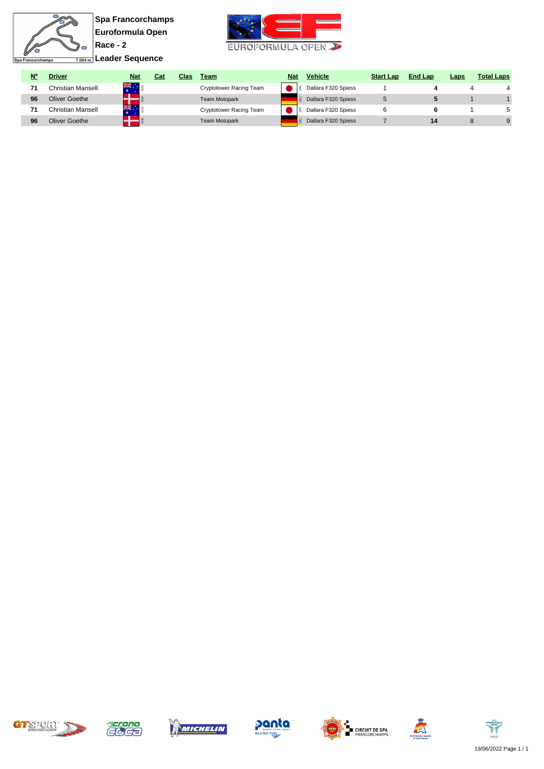# Spa Francorchamps

## Euroformula Open

### Race - 2

### Leader Sequence

| Nº | Driver | Nat | Cat | Clas | Team | Nat | Vehicle | Start Lap | End Lap | Laps | Total Laps |
|---|---|---|---|---|---|---|---|---|---|---|---|
| 71 | Christian Mansell | AUS | | | Cryptotower Racing Team | JPN | Dallara F320 Spiess | 1 | 4 | 4 | 4 |
| 96 | Oliver Goethe | DNK | | | Team Motopark | DEU | Dallara F320 Spiess | 5 | 5 | 1 | 1 |
| 71 | Christian Mansell | AUS | | | Cryptotower Racing Team | JPN | Dallara F320 Spiess | 6 | 6 | 1 | 5 |
| 96 | Oliver Goethe | DNK | | | Team Motopark | DEU | Dallara F320 Spiess | 7 | 14 | 8 | 9 |

19/06/2022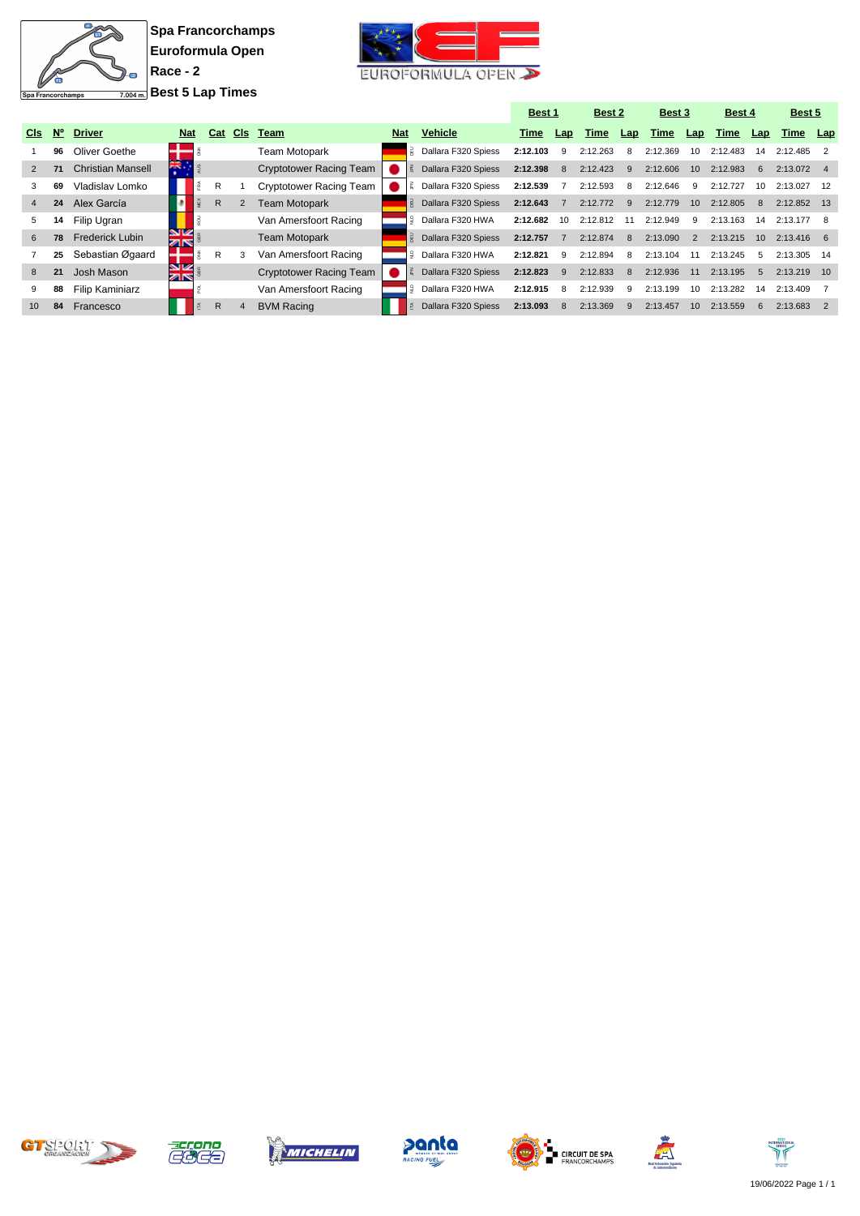**Spa Francorchamps**
**Euroformula Open**
**Race - 2**
**Best 5 Lap Times**

Spa Francorchamps 7.004 m.

| Cls | Nº | Driver | Nat | Cat | Cls | Team | Nat | Vehicle | Best 1 Time | Best 1 Lap | Best 2 Time | Best 2 Lap | Best 3 Time | Best 3 Lap | Best 4 Time | Best 4 Lap | Best 5 Time | Best 5 Lap |
|---|---|---|---|---|---|---|---|---|---|---|---|---|---|---|---|---|---|---|
| 1 | 96 | Oliver Goethe | DNK | | | Team Motopark | DEU | Dallara F320 Spiess | 2:12.103 | 9 | 2:12.263 | 8 | 2:12.369 | 10 | 2:12.483 | 14 | 2:12.485 | 2 |
| 2 | 71 | Christian Mansell | AUS | | | Cryptotower Racing Team | JPN | Dallara F320 Spiess | 2:12.398 | 8 | 2:12.423 | 9 | 2:12.606 | 10 | 2:12.983 | 6 | 2:13.072 | 4 |
| 3 | 69 | Vladislav Lomko | FRA | R | 1 | Cryptotower Racing Team | JPN | Dallara F320 Spiess | 2:12.539 | 7 | 2:12.593 | 8 | 2:12.646 | 9 | 2:12.727 | 10 | 2:13.027 | 12 |
| 4 | 24 | Alex García | MEX | R | 2 | Team Motopark | DEU | Dallara F320 Spiess | 2:12.643 | 7 | 2:12.772 | 9 | 2:12.779 | 10 | 2:12.805 | 8 | 2:12.852 | 13 |
| 5 | 14 | Filip Ugran | ROU | | | Van Amersfoort Racing | NLD | Dallara F320 HWA | 2:12.682 | 10 | 2:12.812 | 11 | 2:12.949 | 9 | 2:13.163 | 14 | 2:13.177 | 8 |
| 6 | 78 | Frederick Lubin | GBR | | | Team Motopark | DEU | Dallara F320 Spiess | 2:12.757 | 7 | 2:12.874 | 8 | 2:13.090 | 2 | 2:13.215 | 10 | 2:13.416 | 6 |
| 7 | 25 | Sebastian Øgaard | DNK | R | 3 | Van Amersfoort Racing | NLD | Dallara F320 HWA | 2:12.821 | 9 | 2:12.894 | 8 | 2:13.104 | 11 | 2:13.245 | 5 | 2:13.305 | 14 |
| 8 | 21 | Josh Mason | GBR | | | Cryptotower Racing Team | JPN | Dallara F320 Spiess | 2:12.823 | 9 | 2:12.833 | 8 | 2:12.936 | 11 | 2:13.195 | 5 | 2:13.219 | 10 |
| 9 | 88 | Filip Kaminiarz | POL | | | Van Amersfoort Racing | NLD | Dallara F320 HWA | 2:12.915 | 8 | 2:12.939 | 9 | 2:13.199 | 10 | 2:13.282 | 14 | 2:13.409 | 7 |
| 10 | 84 | Francesco | ITA | R | 4 | BVM Racing | ITA | Dallara F320 Spiess | 2:13.093 | 8 | 2:13.369 | 9 | 2:13.457 | 10 | 2:13.559 | 6 | 2:13.683 | 2 |

19/06/2022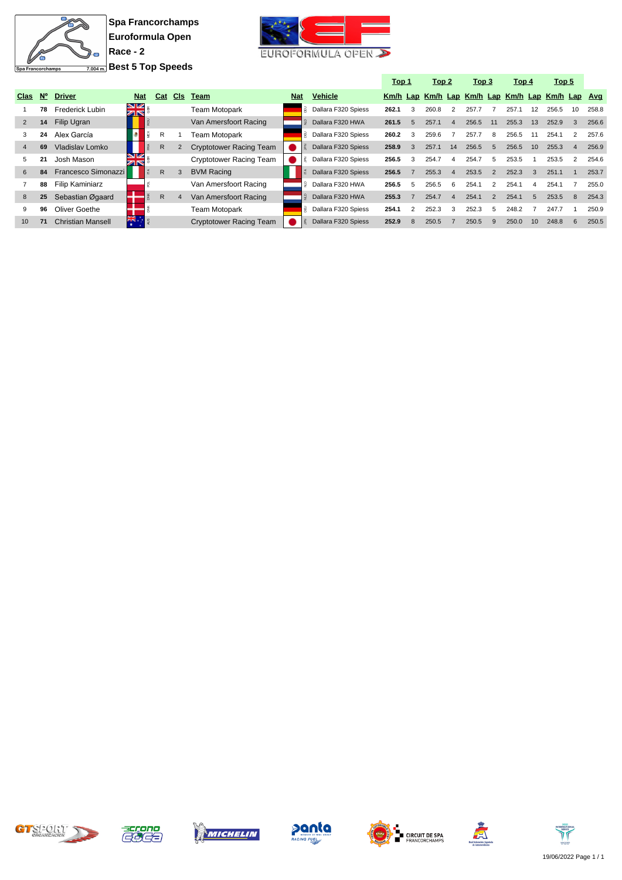**Spa Francorchamps**

**Euroformula Open**

**Race - 2**

**Best 5 Top Speeds**

| Clas | Nº | Driver | Nat | Cat | Cls | Team | Nat | Vehicle | Top 1 Km/h | Top 1 Lap | Top 2 Km/h | Top 2 Lap | Top 3 Km/h | Top 3 Lap | Top 4 Km/h | Top 4 Lap | Top 5 Km/h | Top 5 Lap | Avg |
|---|---|---|---|---|---|---|---|---|---|---|---|---|---|---|---|---|---|---|---|
| 1 | 78 | Frederick Lubin | GBR | | | Team Motopark | DEU | Dallara F320 Spiess | 262.1 | 3 | 260.8 | 2 | 257.7 | 7 | 257.1 | 12 | 256.5 | 10 | 258.8 |
| 2 | 14 | Filip Ugran | ROU | | | Van Amersfoort Racing | NLD | Dallara F320 HWA | 261.5 | 5 | 257.1 | 4 | 256.5 | 11 | 255.3 | 13 | 252.9 | 3 | 256.6 |
| 3 | 24 | Alex García | MEX | R | 1 | Team Motopark | DEU | Dallara F320 Spiess | 260.2 | 3 | 259.6 | 7 | 257.7 | 8 | 256.5 | 11 | 254.1 | 2 | 257.6 |
| 4 | 69 | Vladislav Lomko | FRA | R | 2 | Cryptotower Racing Team | JPN | Dallara F320 Spiess | 258.9 | 3 | 257.1 | 14 | 256.5 | 5 | 256.5 | 10 | 255.3 | 4 | 256.9 |
| 5 | 21 | Josh Mason | GBR | | | Cryptotower Racing Team | JPN | Dallara F320 Spiess | 256.5 | 3 | 254.7 | 4 | 254.7 | 5 | 253.5 | 1 | 253.5 | 2 | 254.6 |
| 6 | 84 | Francesco Simonazzi | ITA | R | 3 | BVM Racing | ITA | Dallara F320 Spiess | 256.5 | 7 | 255.3 | 4 | 253.5 | 2 | 252.3 | 3 | 251.1 | 1 | 253.7 |
| 7 | 88 | Filip Kaminiarz | POL | | | Van Amersfoort Racing | NLD | Dallara F320 HWA | 256.5 | 5 | 256.5 | 6 | 254.1 | 2 | 254.1 | 4 | 254.1 | 7 | 255.0 |
| 8 | 25 | Sebastian Øgaard | DNK | R | 4 | Van Amersfoort Racing | NLD | Dallara F320 HWA | 255.3 | 7 | 254.7 | 4 | 254.1 | 2 | 254.1 | 5 | 253.5 | 8 | 254.3 |
| 9 | 96 | Oliver Goethe | DNK | | | Team Motopark | DEU | Dallara F320 Spiess | 254.1 | 2 | 252.3 | 3 | 252.3 | 5 | 248.2 | 7 | 247.7 | 1 | 250.9 |
| 10 | 71 | Christian Mansell | AUS | | | Cryptotower Racing Team | JPN | Dallara F320 Spiess | 252.9 | 8 | 250.5 | 7 | 250.5 | 9 | 250.0 | 10 | 248.8 | 6 | 250.5 |

19/06/2022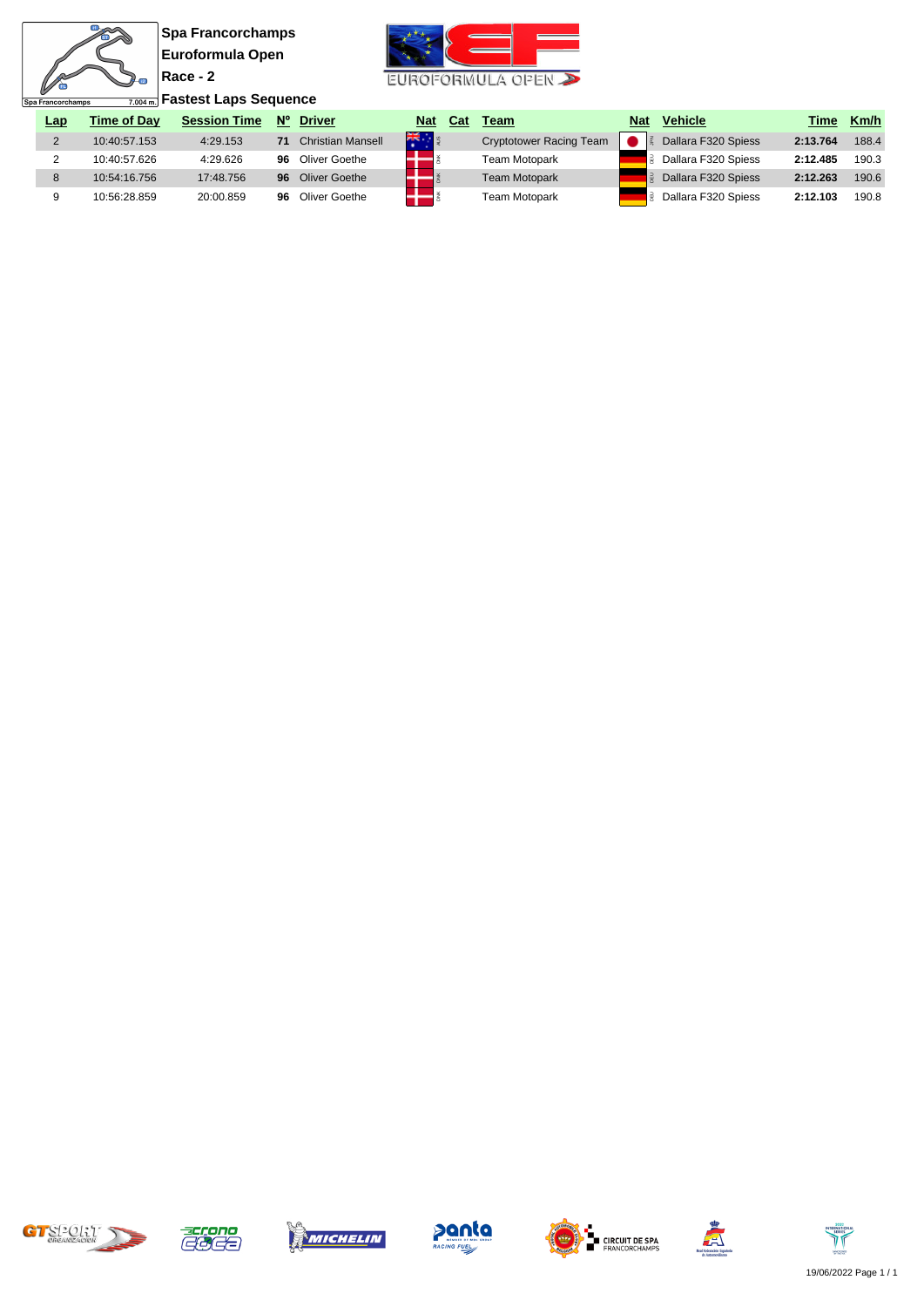Spa Francorchamps 7.004 m.

**Spa Francorchamps**
**Euroformula Open**
**Race - 2**
**Fastest Laps Sequence**

| Lap | Time of Day | Session Time | Nº | Driver | Nat | Cat | Team | Nat | Vehicle | Time | Km/h |
|---|---|---|---|---|---|---|---|---|---|---|---|
| 2 | 10:40:57.153 | 4:29.153 | 71 | Christian Mansell | AUS | | Cryptotower Racing Team | JPN | Dallara F320 Spiess | 2:13.764 | 188.4 |
| 2 | 10:40:57.626 | 4:29.626 | 96 | Oliver Goethe | DNK | | Team Motopark | DEU | Dallara F320 Spiess | 2:12.485 | 190.3 |
| 8 | 10:54:16.756 | 17:48.756 | 96 | Oliver Goethe | DNK | | Team Motopark | DEU | Dallara F320 Spiess | 2:12.263 | 190.6 |
| 9 | 10:56:28.859 | 20:00.859 | 96 | Oliver Goethe | DNK | | Team Motopark | DEU | Dallara F320 Spiess | 2:12.103 | 190.8 |

19/06/2022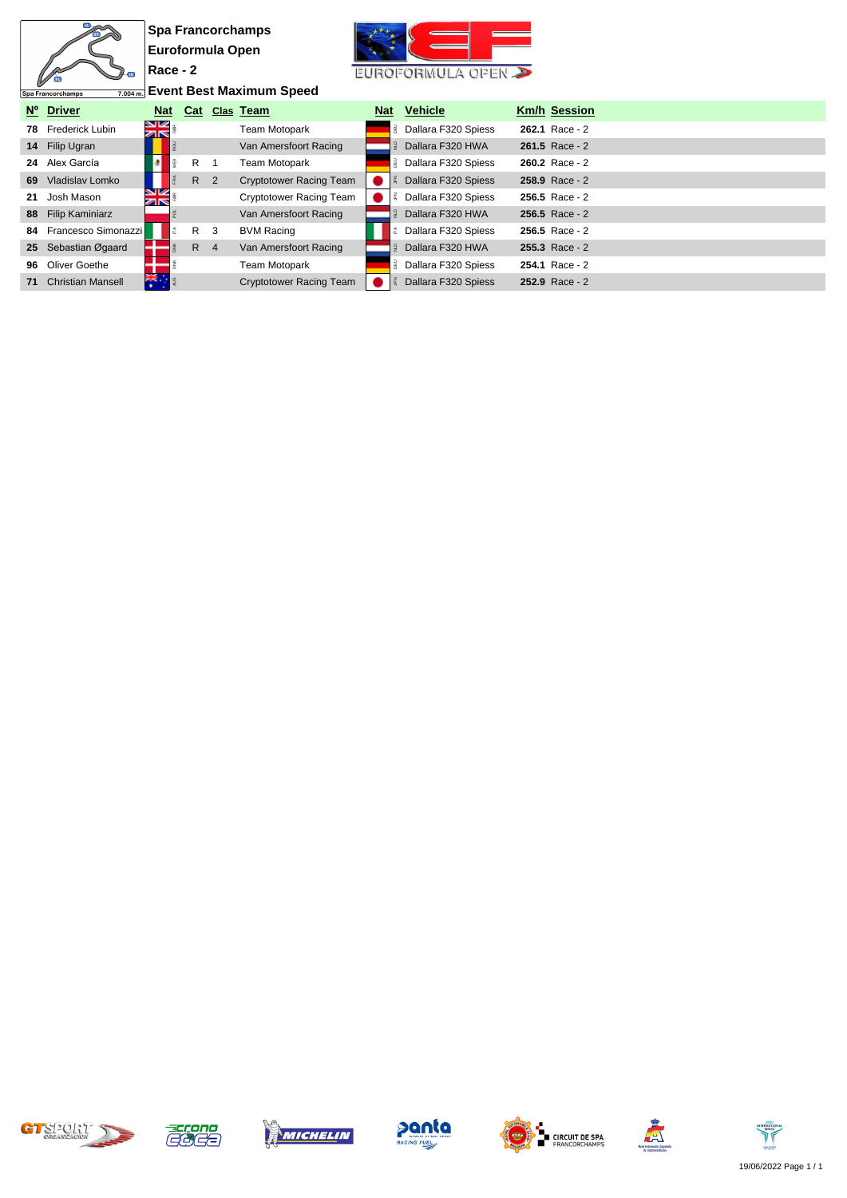# Spa Francorchamps

## Euroformula Open

## Race - 2

### Event Best Maximum Speed

| Nº | Driver | Nat | Cat | Clas | Team | Nat | Vehicle | Km/h | Session |
|---|---|---|---|---|---|---|---|---|---|
| 78 | Frederick Lubin | GBR | | | Team Motopark | DEU | Dallara F320 Spiess | **262.1** | Race - 2 |
| 14 | Filip Ugran | ROU | | | Van Amersfoort Racing | NLD | Dallara F320 HWA | **261.5** | Race - 2 |
| 24 | Alex García | MEX | R | 1 | Team Motopark | DEU | Dallara F320 Spiess | **260.2** | Race - 2 |
| 69 | Vladislav Lomko | FRA | R | 2 | Cryptotower Racing Team | JPN | Dallara F320 Spiess | **258.9** | Race - 2 |
| 21 | Josh Mason | GBR | | | Cryptotower Racing Team | JPN | Dallara F320 Spiess | **256.5** | Race - 2 |
| 88 | Filip Kaminiarz | POL | | | Van Amersfoort Racing | NLD | Dallara F320 HWA | **256.5** | Race - 2 |
| 84 | Francesco Simonazzi | ITA | R | 3 | BVM Racing | ITA | Dallara F320 Spiess | **256.5** | Race - 2 |
| 25 | Sebastian Øgaard | DNK | R | 4 | Van Amersfoort Racing | NLD | Dallara F320 HWA | **255.3** | Race - 2 |
| 96 | Oliver Goethe | DNK | | | Team Motopark | DEU | Dallara F320 Spiess | **254.1** | Race - 2 |
| 71 | Christian Mansell | AUS | | | Cryptotower Racing Team | JPN | Dallara F320 Spiess | **252.9** | Race - 2 |

19/06/2022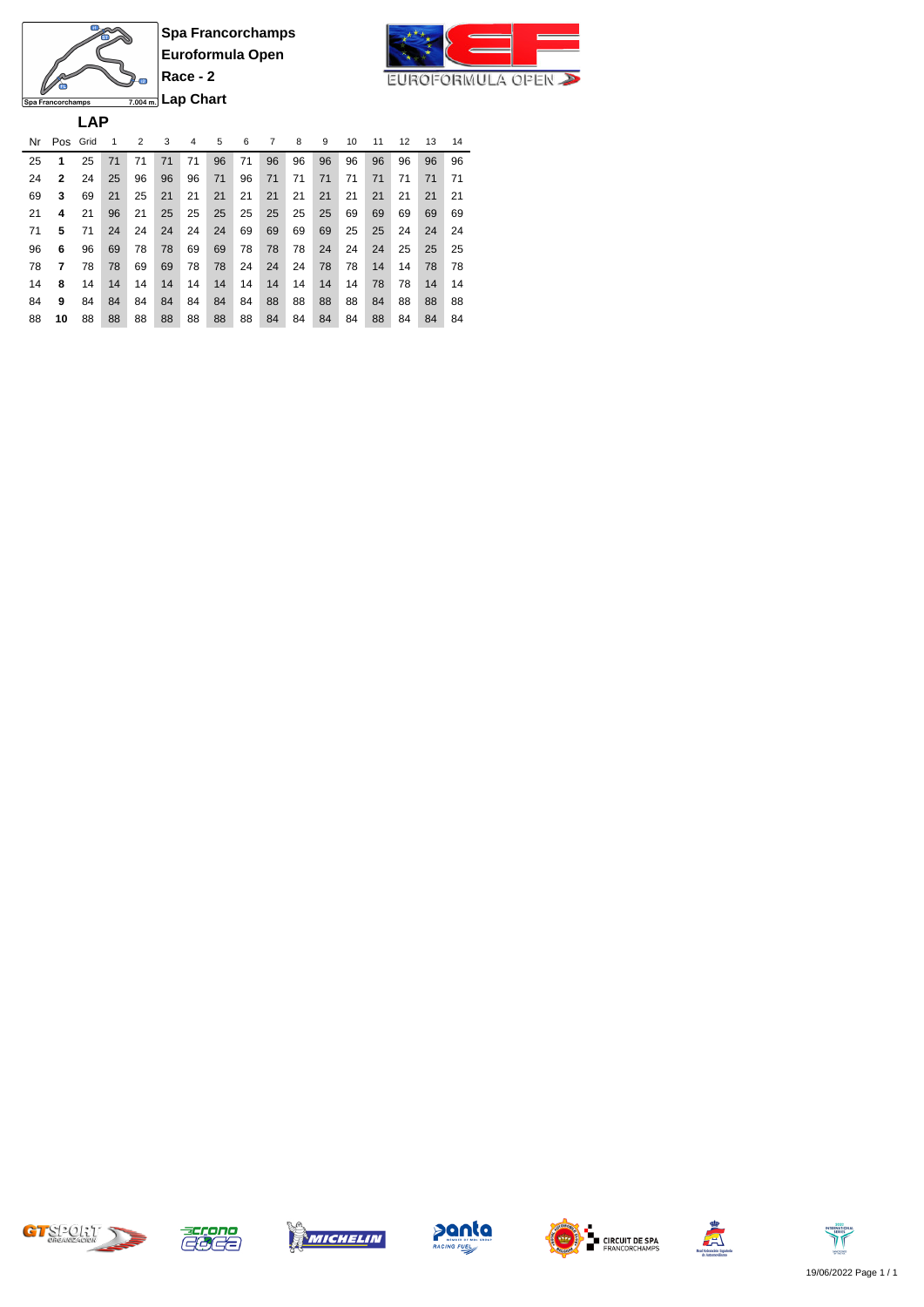**Spa Francorchamps**

**Euroformula Open**

**Race - 2**

**Lap Chart**

Spa Francorchamps 7.004 m.

EUROFORMULA OPEN

**LAP**

| Nr | Pos | Grid | 1 | 2 | 3 | 4 | 5 | 6 | 7 | 8 | 9 | 10 | 11 | 12 | 13 | 14 |
|---|---|---|---|---|---|---|---|---|---|---|---|---|---|---|---|---|
| 25 | **1** | 25 | 71 | 71 | 71 | 71 | 96 | 71 | 96 | 96 | 96 | 96 | 96 | 96 | 96 | 96 |
| 24 | **2** | 24 | 25 | 96 | 96 | 96 | 71 | 96 | 71 | 71 | 71 | 71 | 71 | 71 | 71 | 71 |
| 69 | **3** | 69 | 21 | 25 | 21 | 21 | 21 | 21 | 21 | 21 | 21 | 21 | 21 | 21 | 21 | 21 |
| 21 | **4** | 21 | 96 | 21 | 25 | 25 | 25 | 25 | 25 | 25 | 25 | 69 | 69 | 69 | 69 | 69 |
| 71 | **5** | 71 | 24 | 24 | 24 | 24 | 24 | 69 | 69 | 69 | 69 | 25 | 25 | 24 | 24 | 24 |
| 96 | **6** | 96 | 69 | 78 | 78 | 69 | 69 | 78 | 78 | 78 | 24 | 24 | 24 | 25 | 25 | 25 |
| 78 | **7** | 78 | 78 | 69 | 69 | 78 | 78 | 24 | 24 | 24 | 78 | 78 | 14 | 14 | 78 | 78 |
| 14 | **8** | 14 | 14 | 14 | 14 | 14 | 14 | 14 | 14 | 14 | 14 | 14 | 78 | 78 | 14 | 14 |
| 84 | **9** | 84 | 84 | 84 | 84 | 84 | 84 | 84 | 88 | 88 | 88 | 88 | 84 | 88 | 88 | 88 |
| 88 | **10** | 88 | 88 | 88 | 88 | 88 | 88 | 88 | 84 | 84 | 84 | 84 | 88 | 84 | 84 | 84 |

19/06/2022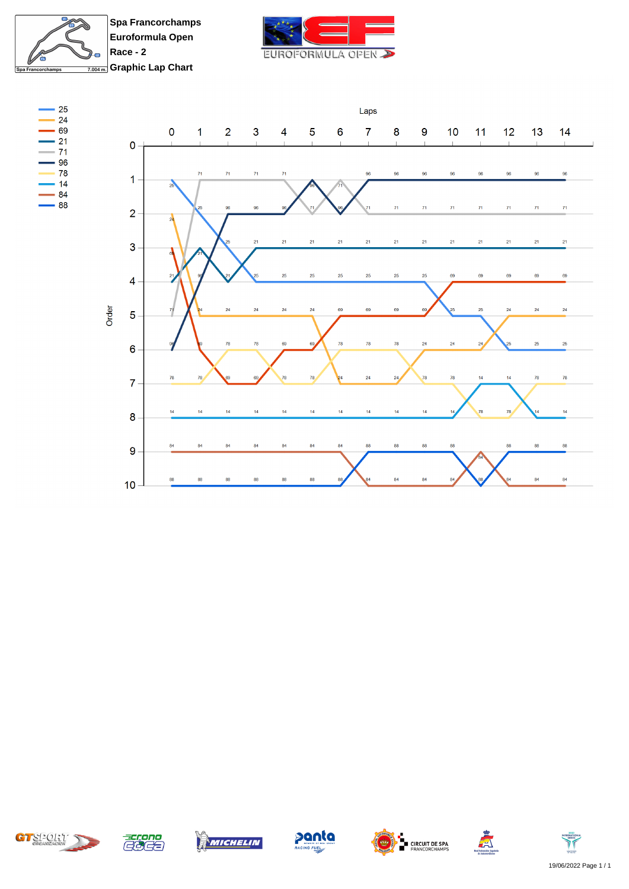Spa Francorchamps
Euroformula Open
Race - 2
Graphic Lap Chart

Legend: 25, 24, 69, 21, 71, 96, 78, 14, 84, 88

| Order | 0 | 1 | 2 | 3 | 4 | 5 | 6 | 7 | 8 | 9 | 10 | 11 | 12 | 13 | 14 |
|---|---|---|---|---|---|---|---|---|---|---|---|---|---|---|---|
| 1 | 25 | 71 | 71 | 71 | 71 | 96 | 71 | 96 | 96 | 96 | 96 | 96 | 96 | 96 | 96 |
| 2 | 24 | 25 | 96 | 96 | 96 | 71 | 96 | 71 | 71 | 71 | 71 | 71 | 71 | 71 | 71 |
| 3 | 69 | 21 | 25 | 21 | 21 | 21 | 21 | 21 | 21 | 21 | 21 | 21 | 21 | 21 | 21 |
| 4 | 21 | 96 | 21 | 25 | 25 | 25 | 25 | 25 | 25 | 25 | 69 | 69 | 69 | 69 | 69 |
| 5 | 71 | 24 | 24 | 24 | 24 | 24 | 69 | 69 | 69 | 69 | 25 | 25 | 24 | 24 | 24 |
| 6 | 96 | 69 | 78 | 78 | 69 | 69 | 78 | 78 | 78 | 24 | 24 | 24 | 25 | 25 | 25 |
| 7 | 78 | 78 | 69 | 69 | 78 | 78 | 24 | 24 | 24 | 78 | 78 | 14 | 14 | 78 | 78 |
| 8 | 14 | 14 | 14 | 14 | 14 | 14 | 14 | 14 | 14 | 14 | 14 | 78 | 78 | 14 | 14 |
| 9 | 84 | 84 | 84 | 84 | 84 | 84 | 84 | 88 | 88 | 88 | 88 | 84 | 88 | 88 | 88 |
| 10 | 88 | 88 | 88 | 88 | 88 | 88 | 88 | 84 | 84 | 84 | 84 | 88 | 84 | 84 | 84 |

19/06/2022 Page 1 / 1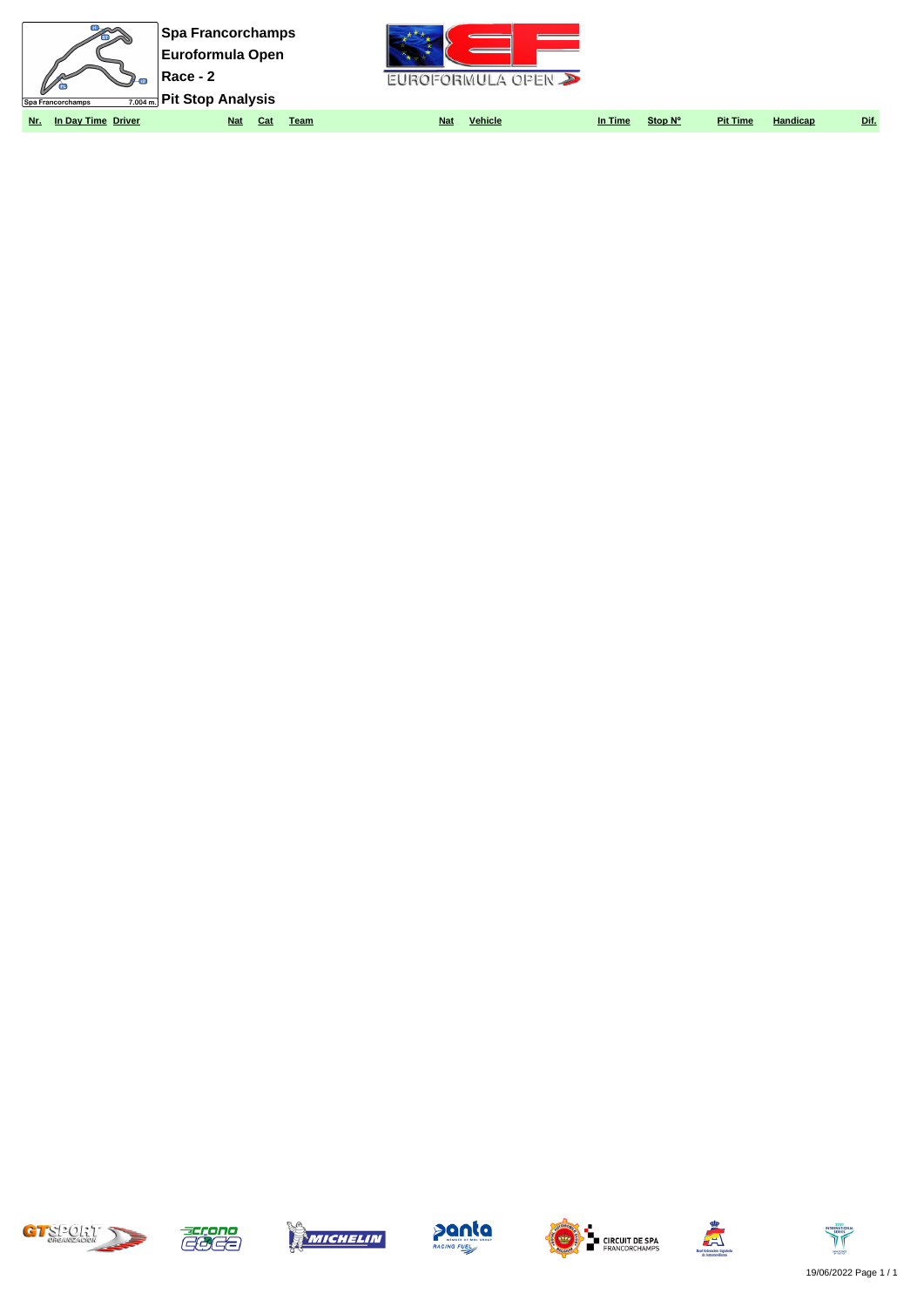**Spa Francorchamps**

**Euroformula Open**

**Race - 2**

**Pit Stop Analysis**

Spa Francorchamps 7.004 m.

| Nr. | In Day Time | Driver | Nat | Cat | Team | Nat | Vehicle | In Time | Stop Nº | Pit Time | Handicap | Dif. |
|---|---|---|---|---|---|---|---|---|---|---|---|---|

19/06/2022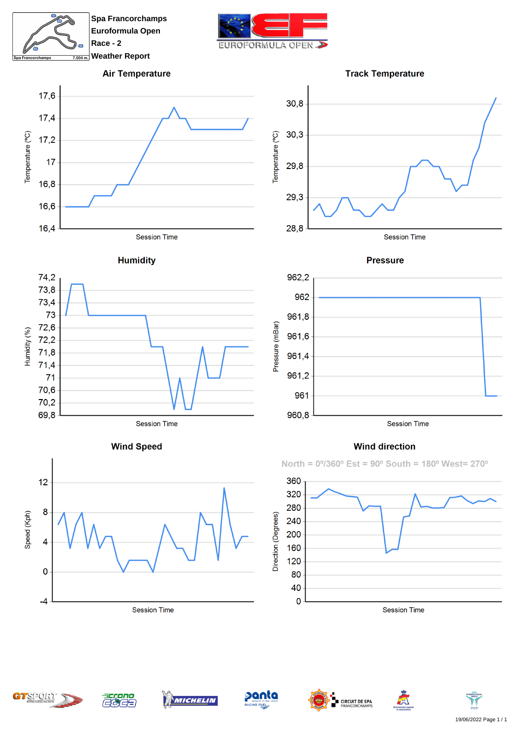Spa Francorchamps
Euroformula Open
Race - 2
Weather Report

Spa Francorchamps 7.004 m.

EUROFORMULA OPEN

## Air Temperature

Temperature (°C)

17,6
17,4
17,2
17
16,8
16,6
16,4

Session Time

## Track Temperature

Temperature (°C)

30,8
30,3
29,8
29,3
28,8

Session Time

## Humidity

Humidity (%)

74,2
73,8
73,4
73
72,6
72,2
71,8
71,4
71
70,6
70,2
69,8

Session Time

## Pressure

Pressure (mBar)

962,2
962
961,8
961,6
961,4
961,2
961
960,8

Session Time

## Wind Speed

Speed (Kph)

12
8
4
0
-4

Session Time

## Wind direction

North = 0º/360º Est = 90º South = 180º West= 270º

Direction (Degrees)

360
320
280
240
200
160
120
80
40
0

Session Time

CIRCUIT DE SPA FRANCORCHAMPS

19/06/2022